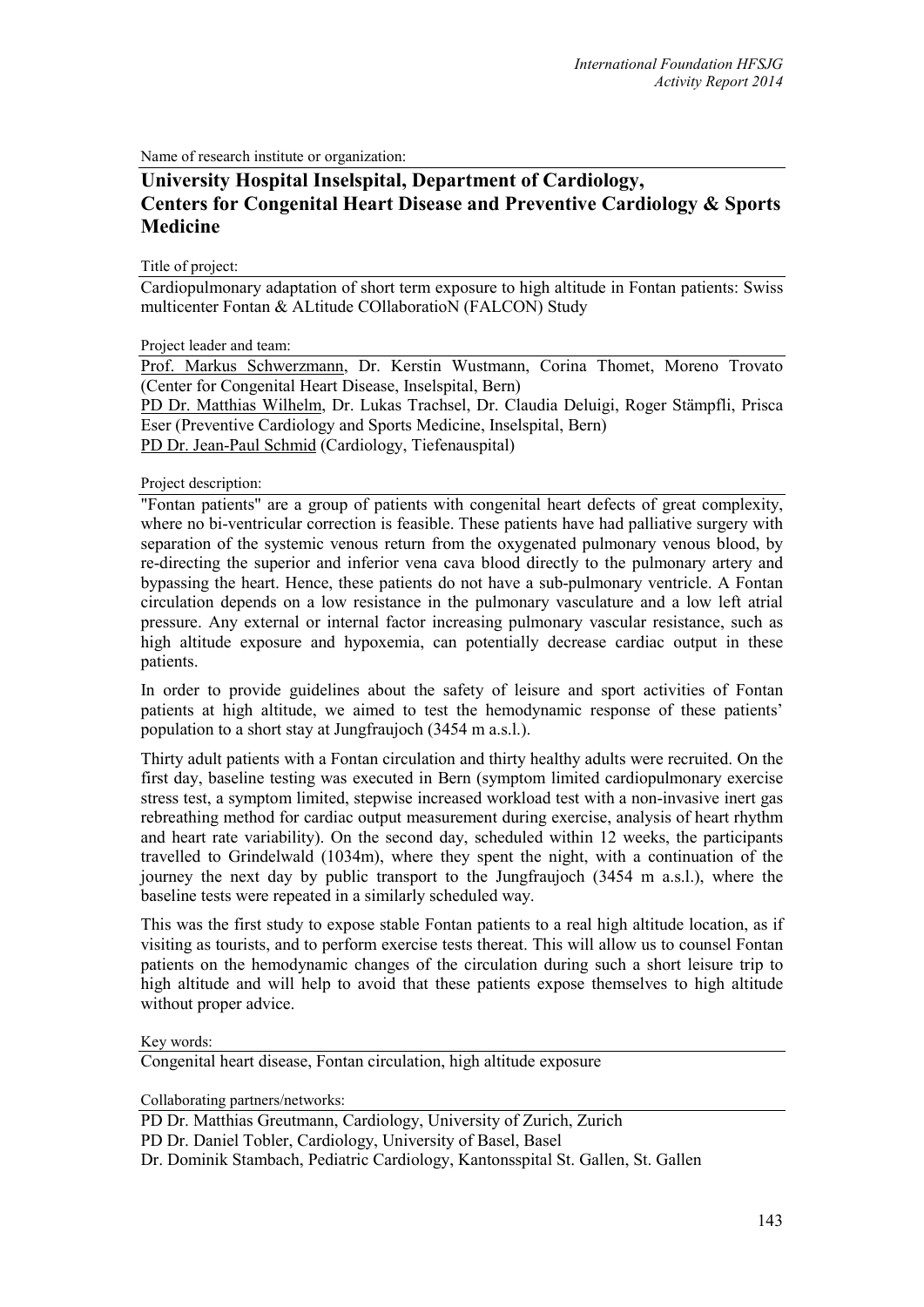Name of research institute or organization:

# University Hospital Inselspital, Department of Cardiology, Centers for Congenital Heart Disease and Preventive Cardiology & Sports Medicine

Title of project:

Cardiopulmonary adaptation of short term exposure to high altitude in Fontan patients: Swiss multicenter Fontan & ALtitude COllaboratioN (FALCON) Study

Project leader and team:

Prof. Markus Schwerzmann, Dr. Kerstin Wustmann, Corina Thomet, Moreno Trovato (Center for Congenital Heart Disease, Inselspital, Bern)
PD Dr. Matthias Wilhelm, Dr. Lukas Trachsel, Dr. Claudia Deluigi, Roger Stämpfli, Prisca Eser (Preventive Cardiology and Sports Medicine, Inselspital, Bern)
PD Dr. Jean-Paul Schmid (Cardiology, Tiefenauspital)

Project description:

"Fontan patients" are a group of patients with congenital heart defects of great complexity, where no bi-ventricular correction is feasible. These patients have had palliative surgery with separation of the systemic venous return from the oxygenated pulmonary venous blood, by re-directing the superior and inferior vena cava blood directly to the pulmonary artery and bypassing the heart. Hence, these patients do not have a sub-pulmonary ventricle. A Fontan circulation depends on a low resistance in the pulmonary vasculature and a low left atrial pressure. Any external or internal factor increasing pulmonary vascular resistance, such as high altitude exposure and hypoxemia, can potentially decrease cardiac output in these patients.

In order to provide guidelines about the safety of leisure and sport activities of Fontan patients at high altitude, we aimed to test the hemodynamic response of these patients' population to a short stay at Jungfraujoch (3454 m a.s.l.).

Thirty adult patients with a Fontan circulation and thirty healthy adults were recruited. On the first day, baseline testing was executed in Bern (symptom limited cardiopulmonary exercise stress test, a symptom limited, stepwise increased workload test with a non-invasive inert gas rebreathing method for cardiac output measurement during exercise, analysis of heart rhythm and heart rate variability). On the second day, scheduled within 12 weeks, the participants travelled to Grindelwald (1034m), where they spent the night, with a continuation of the journey the next day by public transport to the Jungfraujoch (3454 m a.s.l.), where the baseline tests were repeated in a similarly scheduled way.

This was the first study to expose stable Fontan patients to a real high altitude location, as if visiting as tourists, and to perform exercise tests thereat. This will allow us to counsel Fontan patients on the hemodynamic changes of the circulation during such a short leisure trip to high altitude and will help to avoid that these patients expose themselves to high altitude without proper advice.

Key words:

Congenital heart disease, Fontan circulation, high altitude exposure

Collaborating partners/networks:

PD Dr. Matthias Greutmann, Cardiology, University of Zurich, Zurich
PD Dr. Daniel Tobler, Cardiology, University of Basel, Basel
Dr. Dominik Stambach, Pediatric Cardiology, Kantonsspital St. Gallen, St. Gallen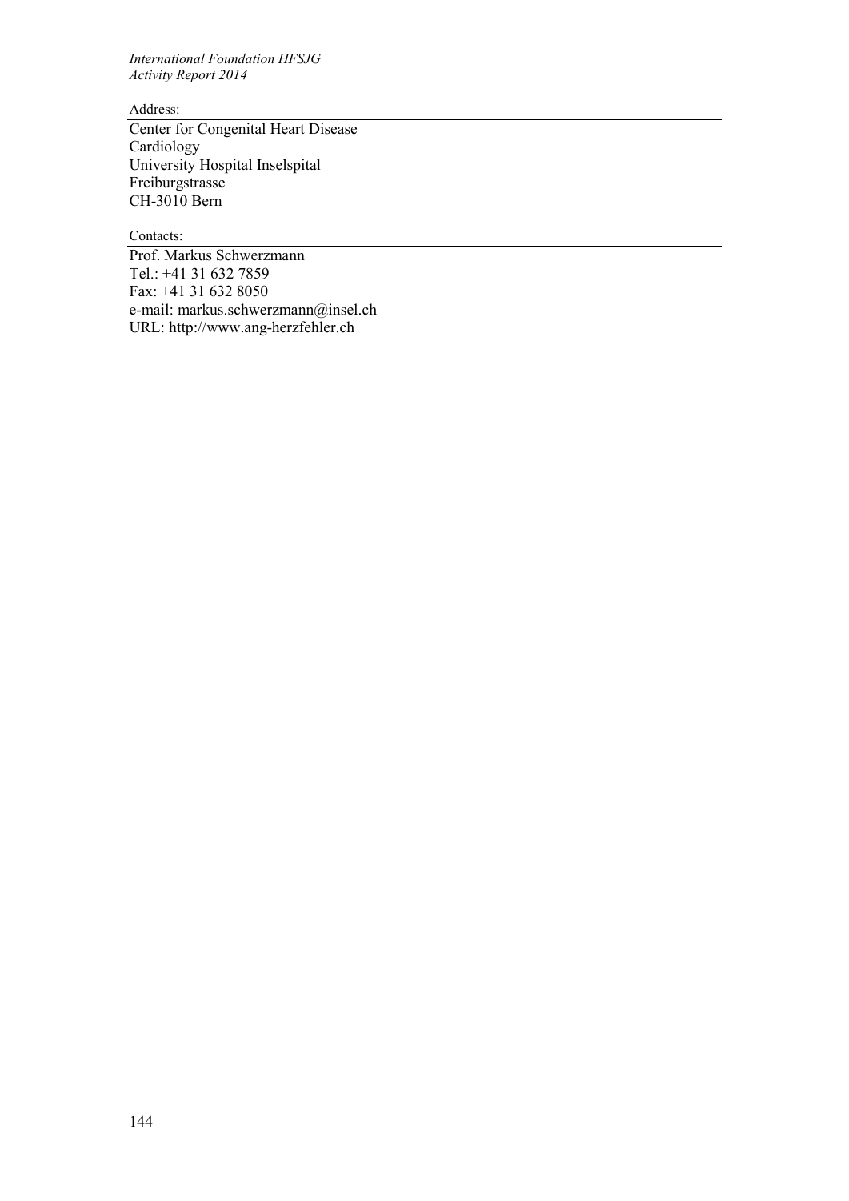Address:

Center for Congenital Heart Disease
Cardiology
University Hospital Inselspital
Freiburgstrasse
CH-3010 Bern

Contacts:

Prof. Markus Schwerzmann
Tel.: +41 31 632 7859
Fax: +41 31 632 8050
e-mail: markus.schwerzmann@insel.ch
URL: http://www.ang-herzfehler.ch